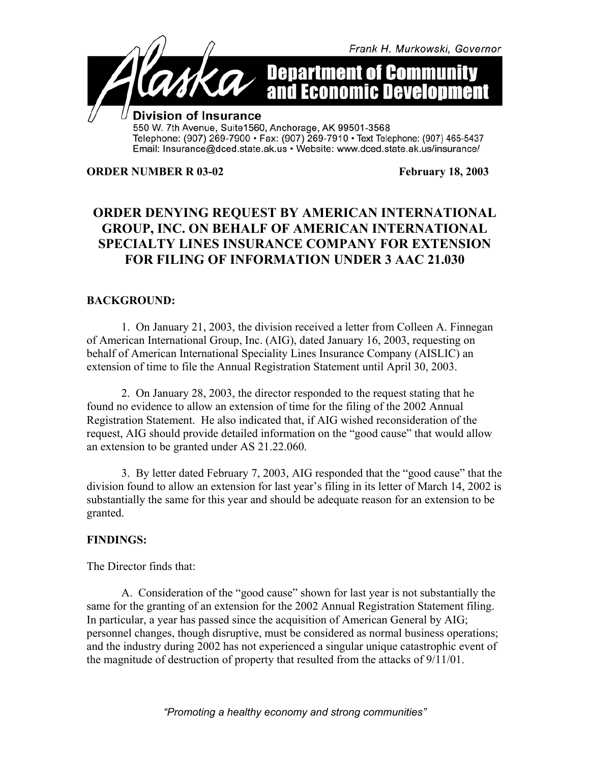Frank H. Murkowski, Governor

**Alaska Department of Community and Economic Development**

**Division of Insurance**
550 W. 7th Avenue, Suite1560, Anchorage, AK 99501-3568
Telephone: (907) 269-7900 • Fax: (907) 269-7910 • Text Telephone: (907) 465-5437
Email: Insurance@dced.state.ak.us • Website: www.dced.state.ak.us/insurance/

**ORDER NUMBER R 03-02** **February 18, 2003**

# ORDER DENYING REQUEST BY AMERICAN INTERNATIONAL GROUP, INC. ON BEHALF OF AMERICAN INTERNATIONAL SPECIALTY LINES INSURANCE COMPANY FOR EXTENSION FOR FILING OF INFORMATION UNDER 3 AAC 21.030

## BACKGROUND:

1. On January 21, 2003, the division received a letter from Colleen A. Finnegan of American International Group, Inc. (AIG), dated January 16, 2003, requesting on behalf of American International Speciality Lines Insurance Company (AISLIC) an extension of time to file the Annual Registration Statement until April 30, 2003.

2. On January 28, 2003, the director responded to the request stating that he found no evidence to allow an extension of time for the filing of the 2002 Annual Registration Statement. He also indicated that, if AIG wished reconsideration of the request, AIG should provide detailed information on the "good cause" that would allow an extension to be granted under AS 21.22.060.

3. By letter dated February 7, 2003, AIG responded that the "good cause" that the division found to allow an extension for last year's filing in its letter of March 14, 2002 is substantially the same for this year and should be adequate reason for an extension to be granted.

## FINDINGS:

The Director finds that:

A. Consideration of the "good cause" shown for last year is not substantially the same for the granting of an extension for the 2002 Annual Registration Statement filing. In particular, a year has passed since the acquisition of American General by AIG; personnel changes, though disruptive, must be considered as normal business operations; and the industry during 2002 has not experienced a singular unique catastrophic event of the magnitude of destruction of property that resulted from the attacks of 9/11/01.

*"Promoting a healthy economy and strong communities"*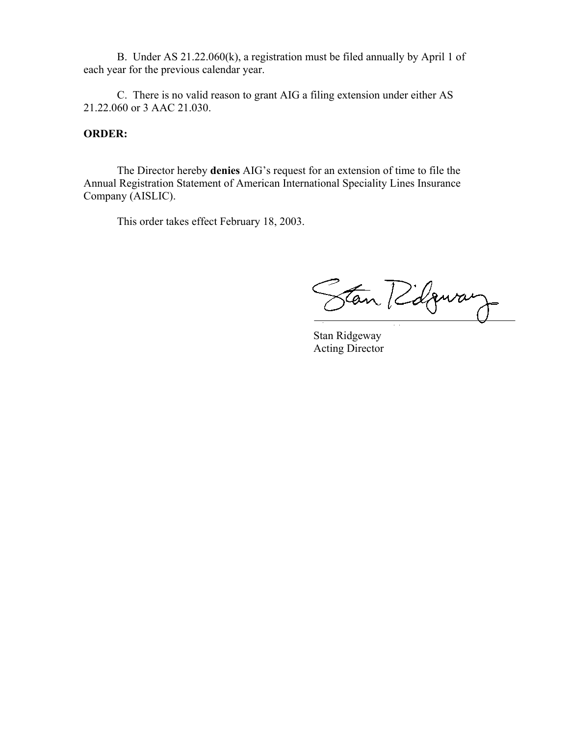B. Under AS 21.22.060(k), a registration must be filed annually by April 1 of each year for the previous calendar year.

C. There is no valid reason to grant AIG a filing extension under either AS 21.22.060 or 3 AAC 21.030.

**ORDER:**

The Director hereby **denies** AIG's request for an extension of time to file the Annual Registration Statement of American International Speciality Lines Insurance Company (AISLIC).

This order takes effect February 18, 2003.

Stan Ridgeway
Acting Director